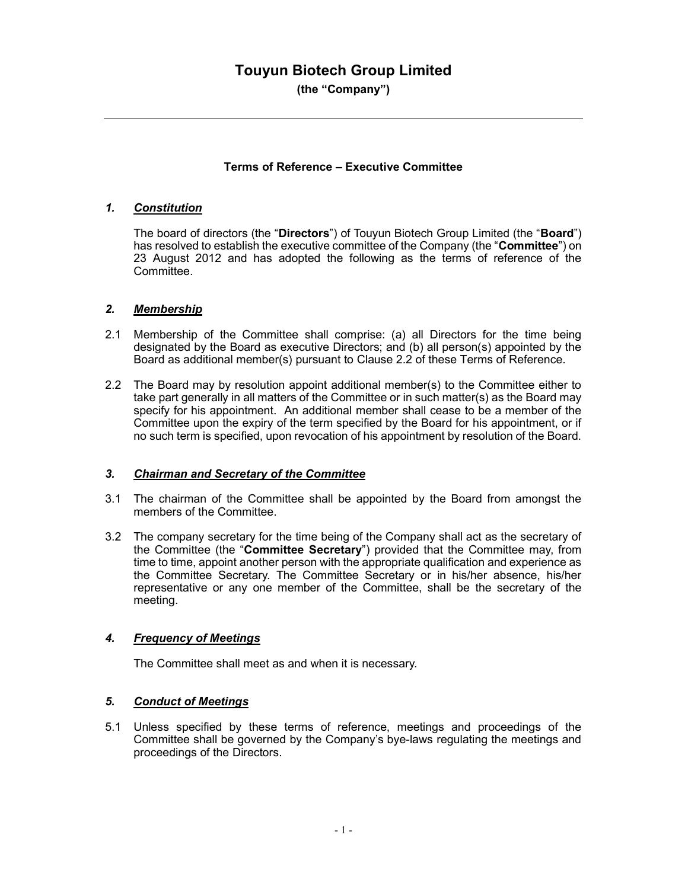# Touyun Biotech Group Limited

**(the "Company")**

---

### Terms of Reference – Executive Committee

## *1. Constitution*

The board of directors (the "**Directors**") of Touyun Biotech Group Limited (the "**Board**") has resolved to establish the executive committee of the Company (the "**Committee**") on 23 August 2012 and has adopted the following as the terms of reference of the Committee.

## *2. Membership*

2.1 Membership of the Committee shall comprise: (a) all Directors for the time being designated by the Board as executive Directors; and (b) all person(s) appointed by the Board as additional member(s) pursuant to Clause 2.2 of these Terms of Reference.

2.2 The Board may by resolution appoint additional member(s) to the Committee either to take part generally in all matters of the Committee or in such matter(s) as the Board may specify for his appointment. An additional member shall cease to be a member of the Committee upon the expiry of the term specified by the Board for his appointment, or if no such term is specified, upon revocation of his appointment by resolution of the Board.

## *3. Chairman and Secretary of the Committee*

3.1 The chairman of the Committee shall be appointed by the Board from amongst the members of the Committee.

3.2 The company secretary for the time being of the Company shall act as the secretary of the Committee (the "**Committee Secretary**") provided that the Committee may, from time to time, appoint another person with the appropriate qualification and experience as the Committee Secretary. The Committee Secretary or in his/her absence, his/her representative or any one member of the Committee, shall be the secretary of the meeting.

## *4. Frequency of Meetings*

The Committee shall meet as and when it is necessary.

## *5. Conduct of Meetings*

5.1 Unless specified by these terms of reference, meetings and proceedings of the Committee shall be governed by the Company's bye-laws regulating the meetings and proceedings of the Directors.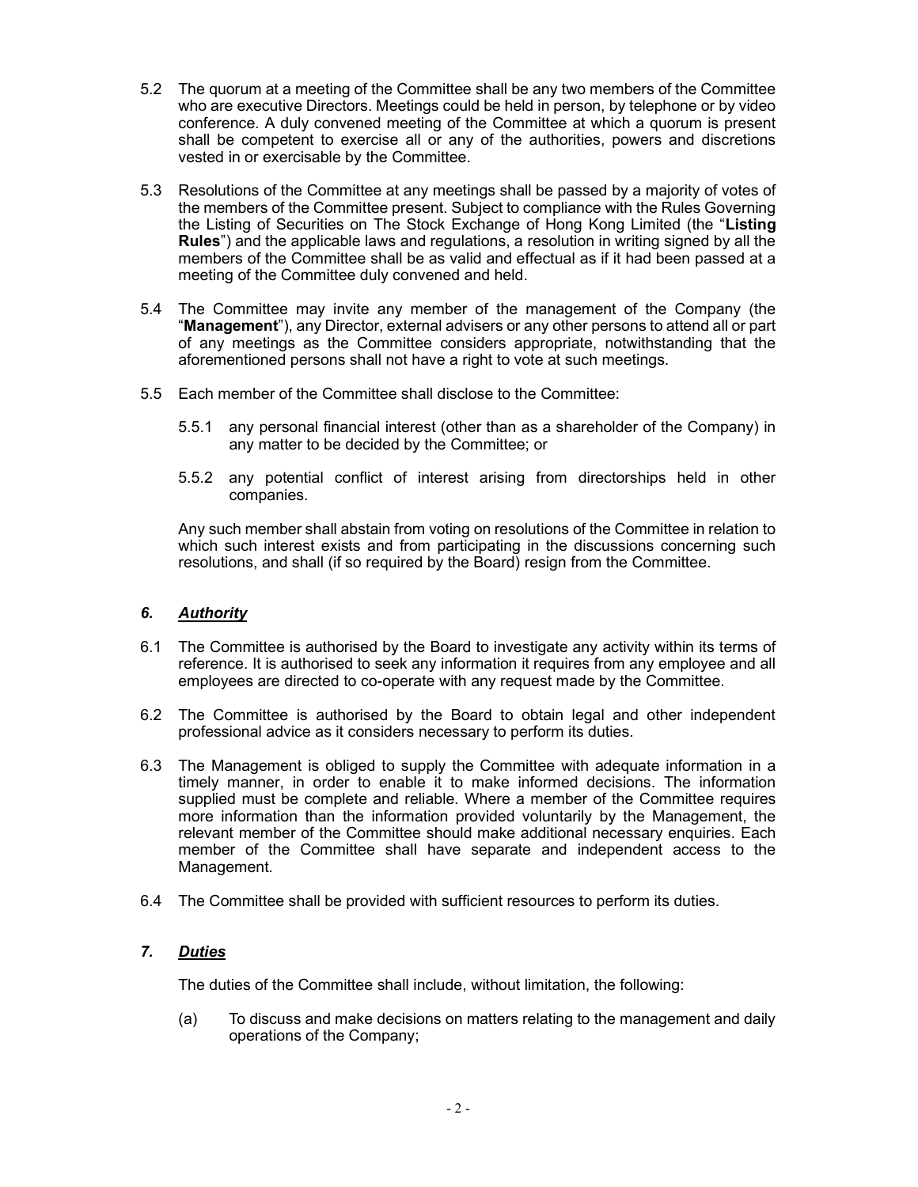5.2 The quorum at a meeting of the Committee shall be any two members of the Committee who are executive Directors. Meetings could be held in person, by telephone or by video conference. A duly convened meeting of the Committee at which a quorum is present shall be competent to exercise all or any of the authorities, powers and discretions vested in or exercisable by the Committee.

5.3 Resolutions of the Committee at any meetings shall be passed by a majority of votes of the members of the Committee present. Subject to compliance with the Rules Governing the Listing of Securities on The Stock Exchange of Hong Kong Limited (the "**Listing Rules**") and the applicable laws and regulations, a resolution in writing signed by all the members of the Committee shall be as valid and effectual as if it had been passed at a meeting of the Committee duly convened and held.

5.4 The Committee may invite any member of the management of the Company (the "**Management**"), any Director, external advisers or any other persons to attend all or part of any meetings as the Committee considers appropriate, notwithstanding that the aforementioned persons shall not have a right to vote at such meetings.

5.5 Each member of the Committee shall disclose to the Committee:

5.5.1 any personal financial interest (other than as a shareholder of the Company) in any matter to be decided by the Committee; or

5.5.2 any potential conflict of interest arising from directorships held in other companies.

Any such member shall abstain from voting on resolutions of the Committee in relation to which such interest exists and from participating in the discussions concerning such resolutions, and shall (if so required by the Board) resign from the Committee.

## *6. Authority*

6.1 The Committee is authorised by the Board to investigate any activity within its terms of reference. It is authorised to seek any information it requires from any employee and all employees are directed to co-operate with any request made by the Committee.

6.2 The Committee is authorised by the Board to obtain legal and other independent professional advice as it considers necessary to perform its duties.

6.3 The Management is obliged to supply the Committee with adequate information in a timely manner, in order to enable it to make informed decisions. The information supplied must be complete and reliable. Where a member of the Committee requires more information than the information provided voluntarily by the Management, the relevant member of the Committee should make additional necessary enquiries. Each member of the Committee shall have separate and independent access to the Management.

6.4 The Committee shall be provided with sufficient resources to perform its duties.

## *7. Duties*

The duties of the Committee shall include, without limitation, the following:

(a) To discuss and make decisions on matters relating to the management and daily operations of the Company;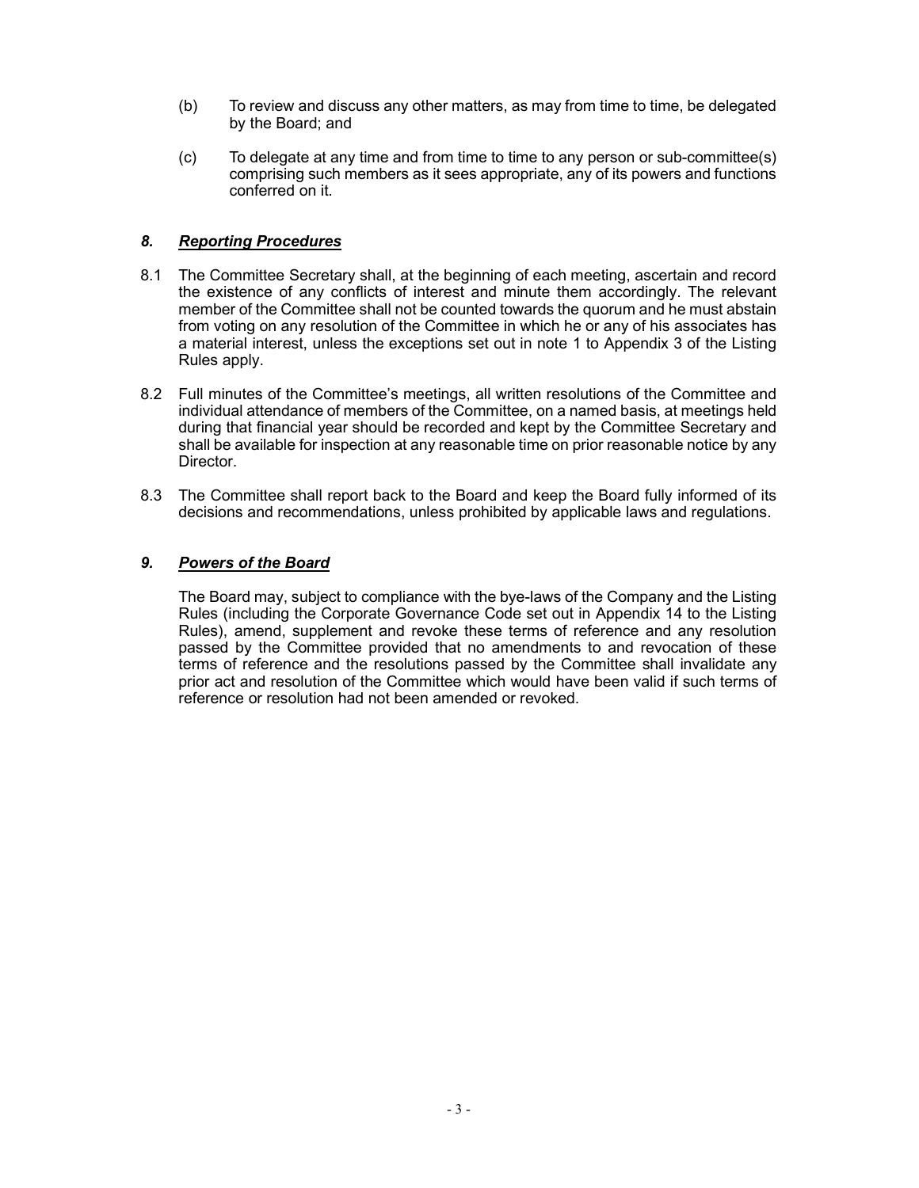(b) To review and discuss any other matters, as may from time to time, be delegated by the Board; and

(c) To delegate at any time and from time to time to any person or sub-committee(s) comprising such members as it sees appropriate, any of its powers and functions conferred on it.

## *8. Reporting Procedures*

8.1 The Committee Secretary shall, at the beginning of each meeting, ascertain and record the existence of any conflicts of interest and minute them accordingly. The relevant member of the Committee shall not be counted towards the quorum and he must abstain from voting on any resolution of the Committee in which he or any of his associates has a material interest, unless the exceptions set out in note 1 to Appendix 3 of the Listing Rules apply.

8.2 Full minutes of the Committee's meetings, all written resolutions of the Committee and individual attendance of members of the Committee, on a named basis, at meetings held during that financial year should be recorded and kept by the Committee Secretary and shall be available for inspection at any reasonable time on prior reasonable notice by any Director.

8.3 The Committee shall report back to the Board and keep the Board fully informed of its decisions and recommendations, unless prohibited by applicable laws and regulations.

## *9. Powers of the Board*

The Board may, subject to compliance with the bye-laws of the Company and the Listing Rules (including the Corporate Governance Code set out in Appendix 14 to the Listing Rules), amend, supplement and revoke these terms of reference and any resolution passed by the Committee provided that no amendments to and revocation of these terms of reference and the resolutions passed by the Committee shall invalidate any prior act and resolution of the Committee which would have been valid if such terms of reference or resolution had not been amended or revoked.